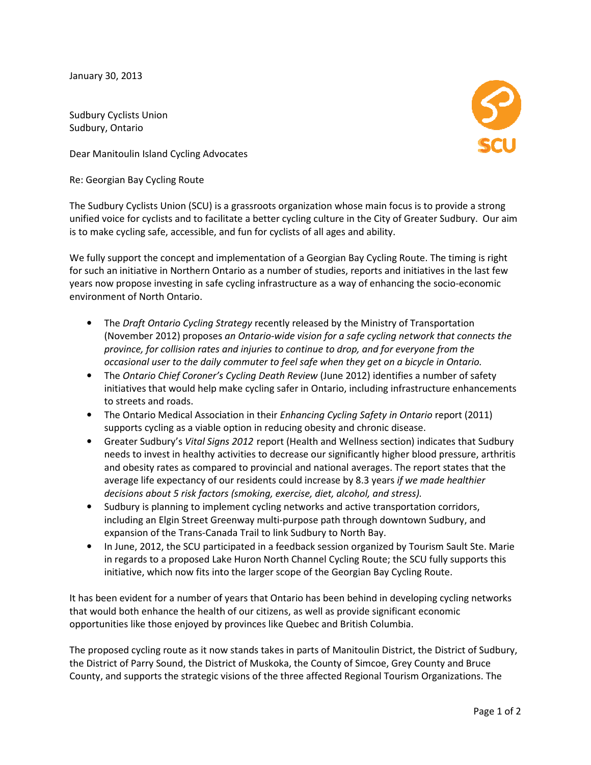January 30, 2013

Sudbury Cyclists Union
Sudbury, Ontario

Dear Manitoulin Island Cycling Advocates

Re: Georgian Bay Cycling Route

The Sudbury Cyclists Union (SCU) is a grassroots organization whose main focus is to provide a strong unified voice for cyclists and to facilitate a better cycling culture in the City of Greater Sudbury. Our aim is to make cycling safe, accessible, and fun for cyclists of all ages and ability.

We fully support the concept and implementation of a Georgian Bay Cycling Route. The timing is right for such an initiative in Northern Ontario as a number of studies, reports and initiatives in the last few years now propose investing in safe cycling infrastructure as a way of enhancing the socio-economic environment of North Ontario.

- The *Draft Ontario Cycling Strategy* recently released by the Ministry of Transportation (November 2012) proposes *an Ontario-wide vision for a safe cycling network that connects the province, for collision rates and injuries to continue to drop, and for everyone from the occasional user to the daily commuter to feel safe when they get on a bicycle in Ontario.*
- The *Ontario Chief Coroner's Cycling Death Review* (June 2012) identifies a number of safety initiatives that would help make cycling safer in Ontario, including infrastructure enhancements to streets and roads.
- The Ontario Medical Association in their *Enhancing Cycling Safety in Ontario* report (2011) supports cycling as a viable option in reducing obesity and chronic disease.
- Greater Sudbury's *Vital Signs 2012* report (Health and Wellness section) indicates that Sudbury needs to invest in healthy activities to decrease our significantly higher blood pressure, arthritis and obesity rates as compared to provincial and national averages. The report states that the average life expectancy of our residents could increase by 8.3 years *if we made healthier decisions about 5 risk factors (smoking, exercise, diet, alcohol, and stress).*
- Sudbury is planning to implement cycling networks and active transportation corridors, including an Elgin Street Greenway multi-purpose path through downtown Sudbury, and expansion of the Trans-Canada Trail to link Sudbury to North Bay.
- In June, 2012, the SCU participated in a feedback session organized by Tourism Sault Ste. Marie in regards to a proposed Lake Huron North Channel Cycling Route; the SCU fully supports this initiative, which now fits into the larger scope of the Georgian Bay Cycling Route.

It has been evident for a number of years that Ontario has been behind in developing cycling networks that would both enhance the health of our citizens, as well as provide significant economic opportunities like those enjoyed by provinces like Quebec and British Columbia.

The proposed cycling route as it now stands takes in parts of Manitoulin District, the District of Sudbury, the District of Parry Sound, the District of Muskoka, the County of Simcoe, Grey County and Bruce County, and supports the strategic visions of the three affected Regional Tourism Organizations. The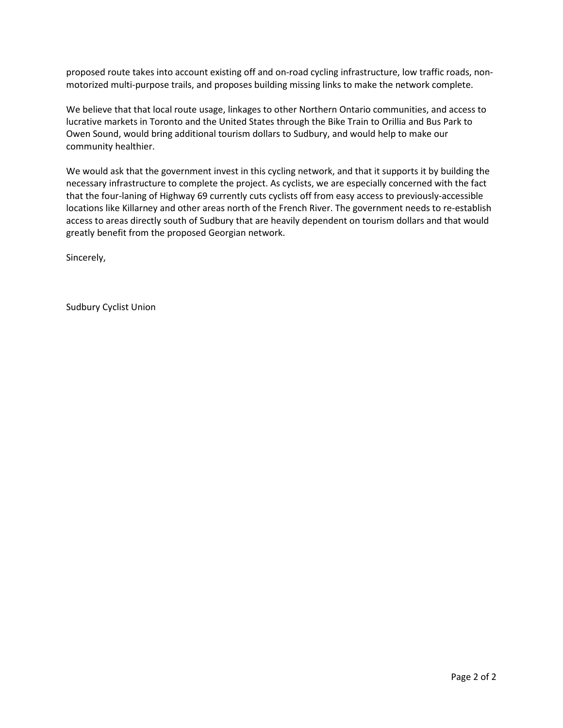proposed route takes into account existing off and on-road cycling infrastructure, low traffic roads, non-motorized multi-purpose trails, and proposes building missing links to make the network complete.

We believe that that local route usage, linkages to other Northern Ontario communities, and access to lucrative markets in Toronto and the United States through the Bike Train to Orillia and Bus Park to Owen Sound, would bring additional tourism dollars to Sudbury, and would help to make our community healthier.

We would ask that the government invest in this cycling network, and that it supports it by building the necessary infrastructure to complete the project. As cyclists, we are especially concerned with the fact that the four-laning of Highway 69 currently cuts cyclists off from easy access to previously-accessible locations like Killarney and other areas north of the French River. The government needs to re-establish access to areas directly south of Sudbury that are heavily dependent on tourism dollars and that would greatly benefit from the proposed Georgian network.

Sincerely,

Sudbury Cyclist Union